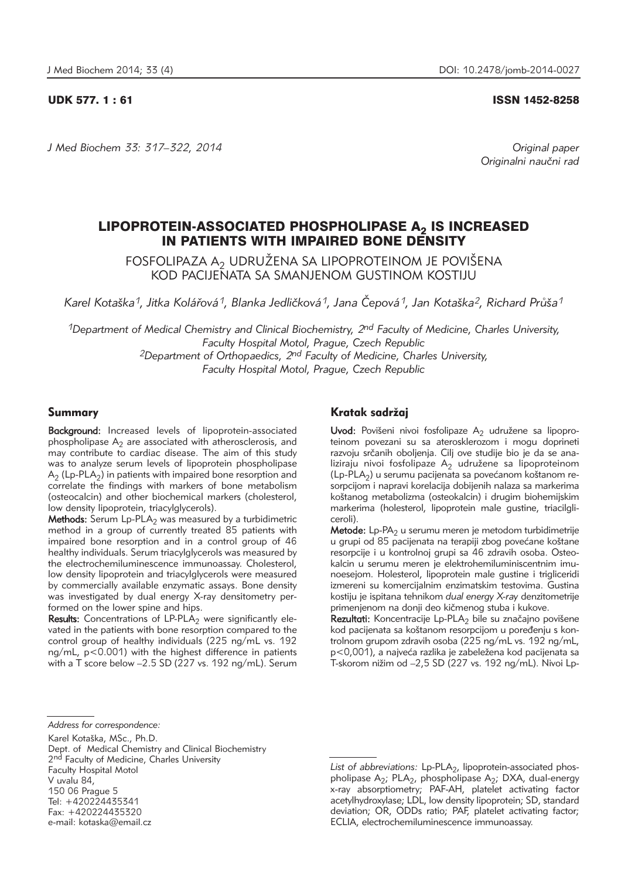UDK 577. 1 : 61

ISSN 1452-8258

*J Med Biochem 33: 317–322, 2014*

*Original paper*
*Originalni naučni rad*

# LIPOPROTEIN-ASSOCIATED PHOSPHOLIPASE $A_2$ IS INCREASED IN PATIENTS WITH IMPAIRED BONE DENSITY

## FOSFOLIPAZA $A_2$ UDRUŽENA SA LIPOPROTEINOM JE POVIŠENA KOD PACIJENATA SA SMANJENOM GUSTINOM KOSTIJU

*Karel Kotaška[1], Jitka Kolářová[1], Blanka Jedličková[1], Jana Čepová[1], Jan Kotaška[2], Richard Průša[1]*

[1]*Department of Medical Chemistry and Clinical Biochemistry, 2nd Faculty of Medicine, Charles University, Faculty Hospital Motol, Prague, Czech Republic*
[2]*Department of Orthopaedics, 2nd Faculty of Medicine, Charles University, Faculty Hospital Motol, Prague, Czech Republic*

## Summary

**Background:** Increased levels of lipoprotein-associated phospholipase $A_2$ are associated with atherosclerosis, and may contribute to cardiac disease. The aim of this study was to analyze serum levels of lipoprotein phospholipase $A_2$ (Lp-$PLA_2$) in patients with impaired bone resorption and correlate the findings with markers of bone metabolism (osteocalcin) and other biochemical markers (cholesterol, low density lipoprotein, triacylglycerols).

**Methods:** Serum Lp-$PLA_2$ was measured by a turbidimetric method in a group of currently treated 85 patients with impaired bone resorption and in a control group of 46 healthy individuals. Serum triacylglycerols was measured by the electrochemiluminescence immunoassay. Cholesterol, low density lipoprotein and triacylglycerols were measured by commercially available enzymatic assays. Bone density was investigated by dual energy X-ray densitometry performed on the lower spine and hips.

**Results:** Concentrations of LP-$PLA_2$ were significantly elevated in the patients with bone resorption compared to the control group of healthy individuals (225 ng/mL vs. 192 ng/mL, $p<0.001$) with the highest difference in patients with a T score below –2.5 SD (227 vs. 192 ng/mL). Serum

## Kratak sadržaj

**Uvod:** Povišeni nivoi fosfolipaze $A_2$ udružene sa lipoproteinom povezani su sa aterosklerozom i mogu doprineti razvoju srčanih oboljenja. Cilj ove studije bio je da se analiziraju nivoi fosfolipaze $A_2$ udružene sa lipoproteinom (Lp-$PLA_2$) u serumu pacijenata sa povećanom koštanom resorpcijom i napravi korelacija dobijenih nalaza sa markerima koštanog metabolizma (osteokalcin) i drugim biohemijskim markerima (holesterol, lipoprotein male gustine, triacilgliceroli).

**Metode:** Lp-$PA_2$ u serumu meren je metodom turbidimetrije u grupi od 85 pacijenata na terapiji zbog povećane koštane resorpcije i u kontrolnoj grupi sa 46 zdravih osoba. Osteokalcin u serumu meren je elektrohemiluminiscentnim imunoesejom. Holesterol, lipoprotein male gustine i trigliceridi izmereni su komercijalnim enzimatskim testovima. Gustina kostiju je ispitana tehnikom *dual energy X-ray* denzitometrije primenjenom na donji deo kičmenog stuba i kukove.

**Rezultati:** Koncentracije Lp-$PLA_2$ bile su značajno povišene kod pacijenata sa koštanom resorpcijom u poređenju s kontrolnom grupom zdravih osoba (225 ng/mL vs. 192 ng/mL, $p<0,001$), a najveća razlika je zabeležena kod pacijenata sa T-skorom nižim od –2,5 SD (227 vs. 192 ng/mL). Nivoi Lp-

---

*Address for correspondence:*

Karel Kotaška, MSc., Ph.D.
Dept. of Medical Chemistry and Clinical Biochemistry
2nd Faculty of Medicine, Charles University
Faculty Hospital Motol
V uvalu 84,
150 06 Prague 5
Tel: +420224435341
Fax: +420224435320
e-mail: kotaska@email.cz

*List of abbreviations:* Lp-$PLA_2$, lipoprotein-associated phospholipase $A_2$; $PLA_2$, phospholipase $A_2$; DXA, dual-energy x-ray absorptiometry; PAF-AH, platelet activating factor acetylhydroxylase; LDL, low density lipoprotein; SD, standard deviation; OR, ODDs ratio; PAF, platelet activating factor; ECLIA, electrochemiluminescence immunoassay.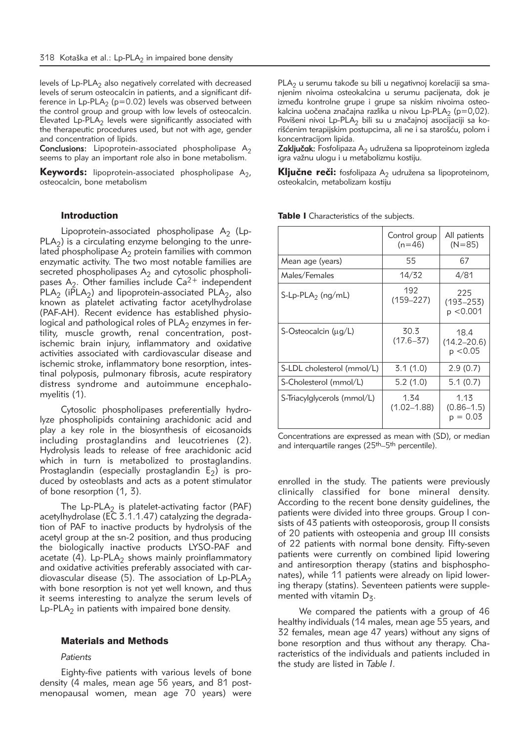levels of Lp-PLA$_2$ also negatively correlated with decreased levels of serum osteocalcin in patients, and a significant difference in Lp-PLA$_2$ ($p=0.02$) levels was observed between the control group and group with low levels of osteocalcin. Elevated Lp-PLA$_2$ levels were significantly associated with the therapeutic procedures used, but not with age, gender and concentration of lipids.

**Conclusions:** Lipoprotein-associated phospholipase A$_2$ seems to play an important role also in bone metabolism.

**Keywords:** lipoprotein-associated phospholipase A$_2$, osteocalcin, bone metabolism

PLA$_2$ u serumu takođe su bili u negativnoj korelaciji sa smanjenim nivoima osteokalcina u serumu pacijenata, dok je između kontrolne grupe i grupe sa niskim nivoima osteokalcina uočena značajna razlika u nivou Lp-PLA$_2$ ($p=0,02$). Povišeni nivoi Lp-PLA$_2$ bili su u značajnoj asocijaciji sa korišćenim terapijskim postupcima, ali ne i sa starošću, polom i koncentracijom lipida.

**Zaključak:** Fosfolipaza A$_2$ udružena sa lipoproteinom izgleda igra važnu ulogu i u metabolizmu kostiju.

**Ključne reči:** fosfolipaza A$_2$ udružena sa lipoproteinom, osteokalcin, metabolizam kostiju

## Introduction

Lipoprotein-associated phospholipase A$_2$ (Lp-PLA$_2$) is a circulating enzyme belonging to the unrelated phospholipase A$_2$ protein families with common enzymatic activity. The two most notable families are secreted phospholipases A$_2$ and cytosolic phospholipases A$_2$. Other families include $Ca^{2+}$ independent PLA$_2$ (iPLA$_2$) and lipoprotein-associated PLA$_2$, also known as platelet activating factor acetylhydrolase (PAF-AH). Recent evidence has established physiological and pathological roles of PLA$_2$ enzymes in fertility, muscle growth, renal concentration, post-ischemic brain injury, inflammatory and oxidative activities associated with cardiovascular disease and ischemic stroke, inflammatory bone resorption, intestinal polyposis, pulmonary fibrosis, acute respiratory distress syndrome and autoimmune encephalomyelitis (1).

Cytosolic phospholipases preferentially hydrolyze phospholipids containing arachidonic acid and play a key role in the biosynthesis of eicosanoids including prostaglandins and leucotrienes (2). Hydrolysis leads to release of free arachidonic acid which in turn is metabolized to prostaglandins. Prostaglandin (especially prostaglandin E$_2$) is produced by osteoblasts and acts as a potent stimulator of bone resorption (1, 3).

The Lp-PLA$_2$ is platelet-activating factor (PAF) acetylhydrolase (EC 3.1.1.47) catalyzing the degradation of PAF to inactive products by hydrolysis of the acetyl group at the sn-2 position, and thus producing the biologically inactive products LYSO-PAF and acetate (4). Lp-PLA$_2$ shows mainly proinflammatory and oxidative activities preferably associated with cardiovascular disease (5). The association of Lp-PLA$_2$ with bone resorption is not yet well known, and thus it seems interesting to analyze the serum levels of Lp-PLA$_2$ in patients with impaired bone density.

## Materials and Methods

*Patients*

Eighty-five patients with various levels of bone density (4 males, mean age 56 years, and 81 postmenopausal women, mean age 70 years) were enrolled in the study. The patients were previously clinically classified for bone mineral density. According to the recent bone density guidelines, the patients were divided into three groups. Group I consists of 43 patients with osteoporosis, group II consists of 20 patients with osteopenia and group III consists of 22 patients with normal bone density. Fifty-seven patients were currently on combined lipid lowering and antiresorption therapy (statins and bisphosphonates), while 11 patients were already on lipid lowering therapy (statins). Seventeen patients were supplemented with vitamin D$_3$.

We compared the patients with a group of 46 healthy individuals (14 males, mean age 55 years, and 32 females, mean age 47 years) without any signs of bone resorption and thus without any therapy. Characteristics of the individuals and patients included in the study are listed in *Table I*.

**Table I** Characteristics of the subjects.

| | Control group (n=46) | All patients (N=85) |
|---|---|---|
| Mean age (years) | 55 | 67 |
| Males/Females | 14/32 | 4/81 |
| S-Lp-PLA$_2$ (ng/mL) | 192 (159–227) | 225 (193–253) $p < 0.001$ |
| S-Osteocalcin (μg/L) | 30.3 (17.6–37) | 18.4 (14.2–20.6) $p < 0.05$ |
| S-LDL cholesterol (mmol/L) | 3.1 (1.0) | 2.9 (0.7) |
| S-Cholesterol (mmol/L) | 5.2 (1.0) | 5.1 (0.7) |
| S-Triacylglycerols (mmol/L) | 1.34 (1.02–1.88) | 1.13 (0.86–1.5) $p = 0.03$ |

Concentrations are expressed as mean with (SD), or median and interquartile ranges (25th–5th percentile).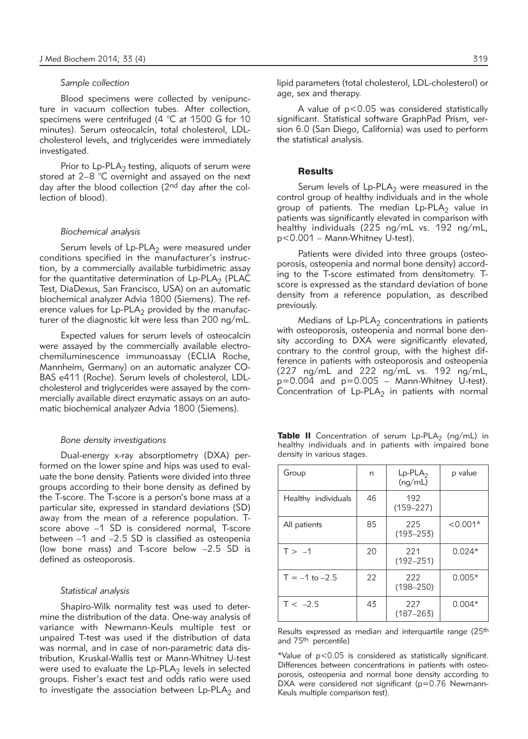### *Sample collection*

Blood specimens were collected by venipuncture in vacuum collection tubes. After collection, specimens were centrifuged (4 °C at 1500 G for 10 minutes). Serum osteocalcin, total cholesterol, LDL-cholesterol levels, and triglycerides were immediately investigated.

Prior to Lp-$PLA_2$ testing, aliquots of serum were stored at 2–8 °C overnight and assayed on the next day after the blood collection ($2^{nd}$ day after the collection of blood).

### *Biochemical analysis*

Serum levels of Lp-$PLA_2$ were measured under conditions specified in the manufacturer's instruction, by a commercially available turbidimetric assay for the quantitative determination of Lp-$PLA_2$ (PLAC Test, DiaDexus, San Francisco, USA) on an automatic biochemical analyzer Advia 1800 (Siemens). The reference values for Lp-$PLA_2$ provided by the manufacturer of the diagnostic kit were less than 200 ng/mL.

Expected values for serum levels of osteocalcin were assayed by the commercially available electrochemiluminescence immunoassay (ECLIA Roche, Mannheim, Germany) on an automatic analyzer COBAS e411 (Roche). Serum levels of cholesterol, LDL-cholesterol and triglycerides were assayed by the commercially available direct enzymatic assays on an automatic biochemical analyzer Advia 1800 (Siemens).

### *Bone density investigations*

Dual-energy x-ray absorptiometry (DXA) performed on the lower spine and hips was used to evaluate the bone density. Patients were divided into three groups according to their bone density as defined by the T-score. The T-score is a person's bone mass at a particular site, expressed in standard deviations (SD) away from the mean of a reference population. T-score above –1 SD is considered normal, T-score between –1 and –2.5 SD is classified as osteopenia (low bone mass) and T-score below –2.5 SD is defined as osteoporosis.

### *Statistical analysis*

Shapiro-Wilk normality test was used to determine the distribution of the data. One-way analysis of variance with Newmann-Keuls multiple test or unpaired T-test was used if the distribution of data was normal, and in case of non-parametric data distribution, Kruskal-Wallis test or Mann-Whitney U-test were used to evaluate the Lp-$PLA_2$ levels in selected groups. Fisher's exact test and odds ratio were used to investigate the association between Lp-$PLA_2$ and lipid parameters (total cholesterol, LDL-cholesterol) or age, sex and therapy.

A value of $p<0.05$ was considered statistically significant. Statistical software GraphPad Prism, version 6.0 (San Diego, California) was used to perform the statistical analysis.

## Results

Serum levels of Lp-$PLA_2$ were measured in the control group of healthy individuals and in the whole group of patients. The median Lp-$PLA_2$ value in patients was significantly elevated in comparison with healthy individuals (225 ng/mL vs. 192 ng/mL, $p<0.001$ – Mann-Whitney U-test).

Patients were divided into three groups (osteoporosis, osteopenia and normal bone density) according to the T-score estimated from densitometry. T-score is expressed as the standard deviation of bone density from a reference population, as described previously.

Medians of Lp-$PLA_2$ concentrations in patients with osteoporosis, osteopenia and normal bone density according to DXA were significantly elevated, contrary to the control group, with the highest difference in patients with osteoporosis and osteopenia (227 ng/mL and 222 ng/mL vs. 192 ng/mL, $p=0.004$ and $p=0.005$ – Mann-Whitney U-test). Concentration of Lp-$PLA_2$ in patients with normal

**Table II** Concentration of serum Lp-$PLA_2$ (ng/mL) in healthy individuals and in patients with impaired bone density in various stages.

| Group | n | Lp-$PLA_2$ (ng/mL) | p value |
|---|---|---|---|
| Healthy individuals | 46 | 192 (159–227) | |
| All patients | 85 | 225 (193–253) | <0.001* |
| T > –1 | 20 | 221 (192–251) | 0.024* |
| T = –1 to –2.5 | 22 | 222 (198–250) | 0.005* |
| T < –2.5 | 43 | 227 (187–263) | 0.004* |

Results expressed as median and interquartile range ($25^{th}$ and $75^{th}$ percentile)

*Value of $p<0.05$ is considered as statistically significant. Differences between concentrations in patients with osteoporosis, osteopenia and normal bone density according to DXA were considered not significant ($p=0.76$ Newmann-Keuls multiple comparison test).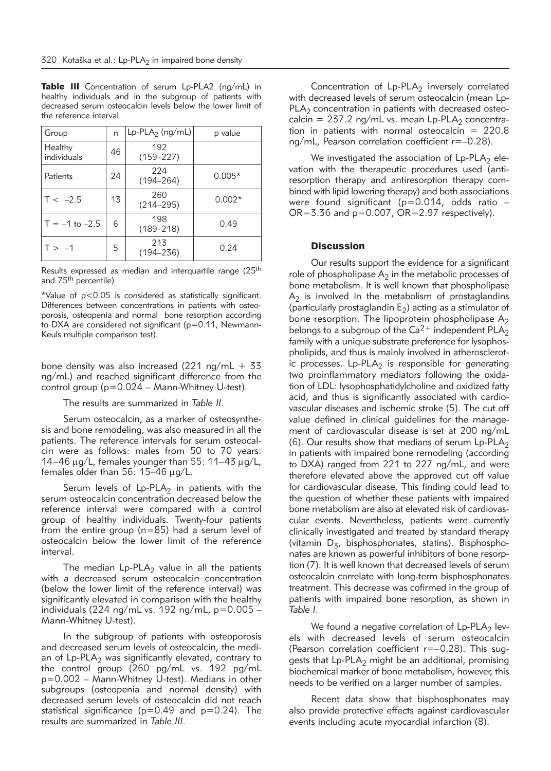**Table III** Concentration of serum Lp-PLA2 (ng/mL) in healthy individuals and in the subgroup of patients with decreased serum osteocalcin levels below the lower limit of the reference interval.

| Group | n | $Lp\text{-}PLA_2$ (ng/mL) | p value |
|---|---|---|---|
| Healthy individuals | 46 | 192 (159–227) | |
| Patients | 24 | 224 (194–264) | 0.005* |
| T < –2.5 | 13 | 260 (214–295) | 0.002* |
| T = –1 to –2.5 | 6 | 198 (189–218) | 0.49 |
| T > –1 | 5 | 213 (194–236) | 0.24 |

Results expressed as median and interquartile range (25th and 75th percentile)

*Value of $p<0.05$ is considered as statistically significant. Differences between concentrations in patients with osteoporosis, osteopenia and normal bone resorption according to DXA are considered not significant ($p=0.11$, Newmann-Keuls multiple comparison test).

bone density was also increased (221 ng/mL + 33 ng/mL) and reached significant difference from the control group ($p=0.024$ – Mann-Whitney U-test).

The results are summarized in *Table II*.

Serum osteocalcin, as a marker of osteosynthesis and bone remodeling, was also measured in all the patients. The reference intervals for serum osteocalcin were as follows: males from 50 to 70 years: 14–46 μg/L, females younger than 55: 11–43 μg/L, females older than 56: 15–46 μg/L.

Serum levels of $Lp\text{-}PLA_2$ in patients with the serum osteocalcin concentration decreased below the reference interval were compared with a control group of healthy individuals. Twenty-four patients from the entire group (n=85) had a serum level of osteocalcin below the lower limit of the reference interval.

The median $Lp\text{-}PLA_2$ value in all the patients with a decreased serum osteocalcin concentration (below the lower limit of the reference interval) was significantly elevated in comparison with the healthy individuals (224 ng/mL vs. 192 ng/mL, $p=0.005$ – Mann-Whitney U-test).

In the subgroup of patients with osteoporosis and decreased serum levels of osteocalcin, the median of $Lp\text{-}PLA_2$ was significantly elevated, contrary to the control group (260 pg/mL vs. 192 pg/mL $p=0.002$ – Mann-Whitney U-test). Medians in other subgroups (osteopenia and normal density) with decreased serum levels of osteocalcin did not reach statistical significance ($p=0.49$ and $p=0.24$). The results are summarized in *Table III*.

Concentration of $Lp\text{-}PLA_2$ inversely correlated with decreased levels of serum osteocalcin (mean $Lp\text{-}PLA_2$ concentration in patients with decreased osteocalcin = 237.2 ng/mL vs. mean $Lp\text{-}PLA_2$ concentration in patients with normal osteocalcin = 220.8 ng/mL, Pearson correlation coefficient $r=-0.28$).

We investigated the association of $Lp\text{-}PLA_2$ elevation with the therapeutic procedures used (antiresorption therapy and antiresorption therapy combined with lipid lowering therapy) and both associations were found significant ($p=0.014$, odds ratio – OR=3.36 and $p=0.007$, OR=2.97 respectively).

## Discussion

Our results support the evidence for a significant role of phospholipase $A_2$ in the metabolic processes of bone metabolism. It is well known that phospholipase $A_2$ is involved in the metabolism of prostaglandins (particularly prostaglandin $E_2$) acting as a stimulator of bone resorption. The lipoprotein phospholipase $A_2$ belongs to a subgroup of the $Ca^{2+}$ independent $PLA_2$ family with a unique substrate preference for lysophospholipids, and thus is mainly involved in atherosclerotic processes. $Lp\text{-}PLA_2$ is responsible for generating two proinflammatory mediators following the oxidation of LDL: lysophosphatidylcholine and oxidized fatty acid, and thus is significantly associated with cardiovascular diseases and ischemic stroke (5). The cut off value defined in clinical guidelines for the management of cardiovascular disease is set at 200 ng/mL (6). Our results show that medians of serum $Lp\text{-}PLA_2$ in patients with impaired bone remodeling (according to DXA) ranged from 221 to 227 ng/mL, and were therefore elevated above the approved cut off value for cardiovascular disease. This finding could lead to the question of whether these patients with impaired bone metabolism are also at elevated risk of cardiovascular events. Nevertheless, patients were currently clinically investigated and treated by standard therapy (vitamin $D_3$, bisphosphonates, statins). Bisphosphonates are known as powerful inhibitors of bone resorption (7). It is well known that decreased levels of serum osteocalcin correlate with long-term bisphosphonates treatment. This decrease was cofirmed in the group of patients with impaired bone resorption, as shown in *Table I*.

We found a negative correlation of $Lp\text{-}PLA_2$ levels with decreased levels of serum osteocalcin (Pearson correlation coefficient $r=-0.28$). This suggests that $Lp\text{-}PLA_2$ might be an additional, promising biochemical marker of bone metabolism, however, this needs to be verified on a larger number of samples.

Recent data show that bisphosphonates may also provide protective effects against cardiovascular events including acute myocardial infarction (8).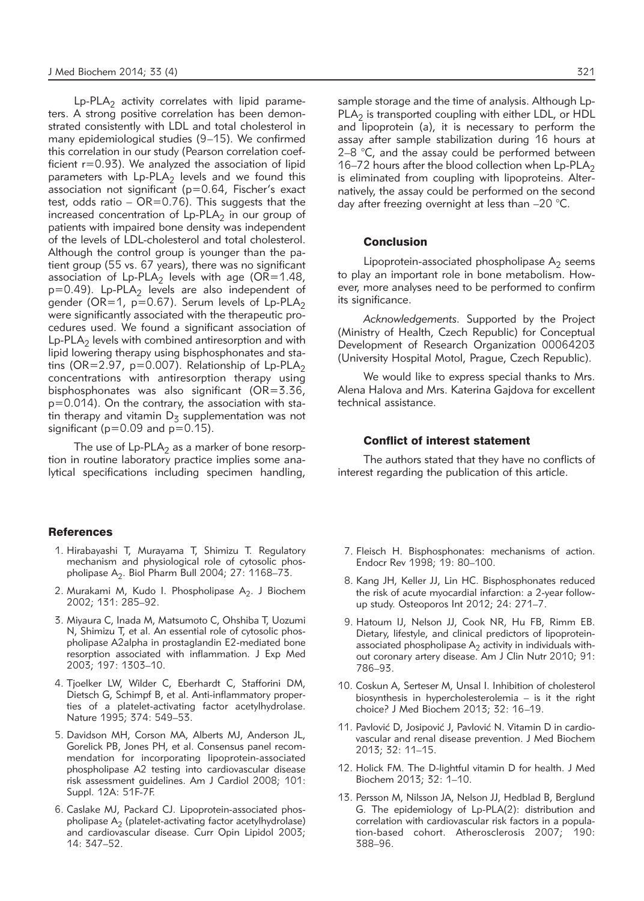Lp-$PLA_2$ activity correlates with lipid parameters. A strong positive correlation has been demonstrated consistently with LDL and total cholesterol in many epidemiological studies (9–15). We confirmed this correlation in our study (Pearson correlation coefficient $r=0.93$). We analyzed the association of lipid parameters with Lp-$PLA_2$ levels and we found this association not significant ($p=0.64$, Fischer's exact test, odds ratio – $OR=0.76$). This suggests that the increased concentration of Lp-$PLA_2$ in our group of patients with impaired bone density was independent of the levels of LDL-cholesterol and total cholesterol. Although the control group is younger than the patient group (55 vs. 67 years), there was no significant association of Lp-$PLA_2$ levels with age ($OR=1.48$, $p=0.49$). Lp-$PLA_2$ levels are also independent of gender ($OR=1$, $p=0.67$). Serum levels of Lp-$PLA_2$ were significantly associated with the therapeutic procedures used. We found a significant association of Lp-$PLA_2$ levels with combined antiresorption and with lipid lowering therapy using bisphosphonates and statins ($OR=2.97$, $p=0.007$). Relationship of Lp-$PLA_2$ concentrations with antiresorption therapy using bisphosphonates was also significant ($OR=3.36$, $p=0.014$). On the contrary, the association with statin therapy and vitamin $D_3$ supplementation was not significant ($p=0.09$ and $p=0.15$).

The use of Lp-$PLA_2$ as a marker of bone resorption in routine laboratory practice implies some analytical specifications including specimen handling, sample storage and the time of analysis. Although Lp-$PLA_2$ is transported coupling with either LDL, or HDL and lipoprotein (a), it is necessary to perform the assay after sample stabilization during 16 hours at 2–8 °C, and the assay could be performed between 16–72 hours after the blood collection when Lp-$PLA_2$ is eliminated from coupling with lipoproteins. Alternatively, the assay could be performed on the second day after freezing overnight at less than –20 °C.

## Conclusion

Lipoprotein-associated phospholipase $A_2$ seems to play an important role in bone metabolism. However, more analyses need to be performed to confirm its significance.

*Acknowledgements*. Supported by the Project (Ministry of Health, Czech Republic) for Conceptual Development of Research Organization 00064203 (University Hospital Motol, Prague, Czech Republic).

We would like to express special thanks to Mrs. Alena Halova and Mrs. Katerina Gajdova for excellent technical assistance.

## Conflict of interest statement

The authors stated that they have no conflicts of interest regarding the publication of this article.

## References

1. Hirabayashi T, Murayama T, Shimizu T. Regulatory mechanism and physiological role of cytosolic phospholipase $A_2$. Biol Pharm Bull 2004; 27: 1168–73.
2. Murakami M, Kudo I. Phospholipase $A_2$. J Biochem 2002; 131: 285–92.
3. Miyaura C, Inada M, Matsumoto C, Ohshiba T, Uozumi N, Shimizu T, et al. An essential role of cytosolic phospholipase A2alpha in prostaglandin E2-mediated bone resorption associated with inflammation. J Exp Med 2003; 197: 1303–10.
4. Tjoelker LW, Wilder C, Eberhardt C, Stafforini DM, Dietsch G, Schimpf B, et al. Anti-inflammatory properties of a platelet-activating factor acetylhydrolase. Nature 1995; 374: 549–53.
5. Davidson MH, Corson MA, Alberts MJ, Anderson JL, Gorelick PB, Jones PH, et al. Consensus panel recommendation for incorporating lipoprotein-associated phospholipase A2 testing into cardiovascular disease risk assessment guidelines. Am J Cardiol 2008; 101: Suppl. 12A: 51F-7F.
6. Caslake MJ, Packard CJ. Lipoprotein-associated phospholipase $A_2$ (platelet-activating factor acetylhydrolase) and cardiovascular disease. Curr Opin Lipidol 2003; 14: 347–52.
7. Fleisch H. Bisphosphonates: mechanisms of action. Endocr Rev 1998; 19: 80–100.
8. Kang JH, Keller JJ, Lin HC. Bisphosphonates reduced the risk of acute myocardial infarction: a 2-year follow-up study. Osteoporos Int 2012; 24: 271–7.
9. Hatoum IJ, Nelson JJ, Cook NR, Hu FB, Rimm EB. Dietary, lifestyle, and clinical predictors of lipoprotein-associated phospholipase $A_2$ activity in individuals without coronary artery disease. Am J Clin Nutr 2010; 91: 786–93.
10. Coskun A, Serteser M, Unsal I. Inhibition of cholesterol biosynthesis in hypercholesterolemia – is it the right choice? J Med Biochem 2013; 32: 16–19.
11. Pavlović D, Josipović J, Pavlović N. Vitamin D in cardiovascular and renal disease prevention. J Med Biochem 2013; 32: 11–15.
12. Holick FM. The D-lightful vitamin D for health. J Med Biochem 2013; 32: 1–10.
13. Persson M, Nilsson JA, Nelson JJ, Hedblad B, Berglund G. The epidemiology of Lp-PLA(2): distribution and correlation with cardiovascular risk factors in a population-based cohort. Atherosclerosis 2007; 190: 388–96.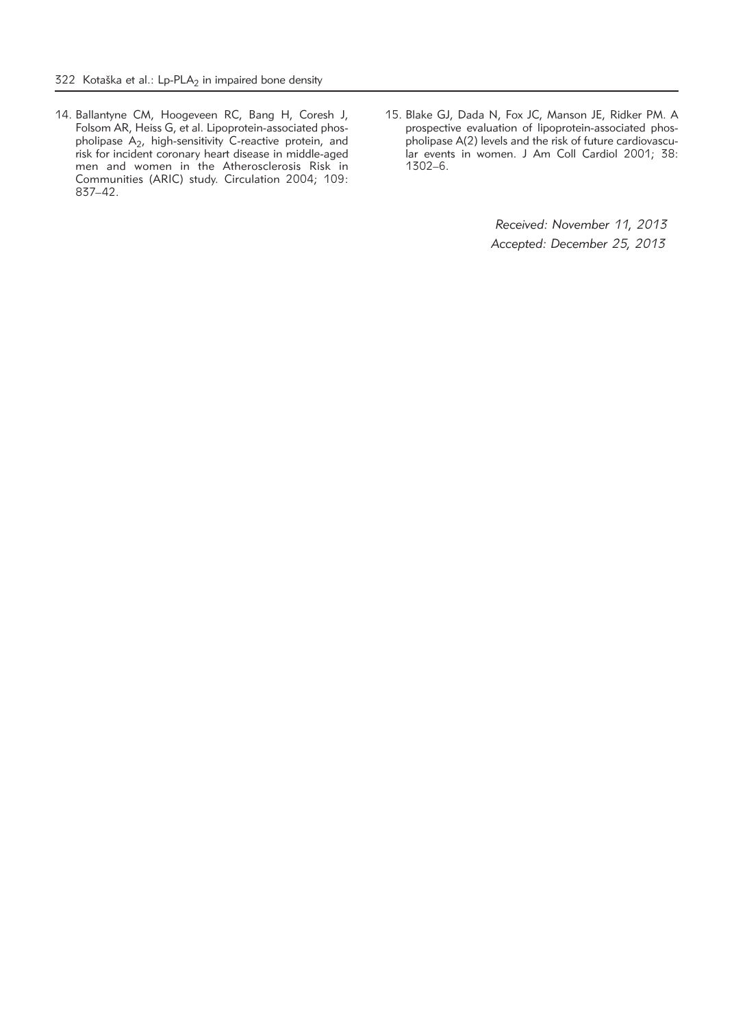14. Ballantyne CM, Hoogeveen RC, Bang H, Coresh J, Folsom AR, Heiss G, et al. Lipoprotein-associated phospholipase $A_2$, high-sensitivity C-reactive protein, and risk for incident coronary heart disease in middle-aged men and women in the Atherosclerosis Risk in Communities (ARIC) study. Circulation 2004; 109: 837–42.

15. Blake GJ, Dada N, Fox JC, Manson JE, Ridker PM. A prospective evaluation of lipoprotein-associated phospholipase A(2) levels and the risk of future cardiovascular events in women. J Am Coll Cardiol 2001; 38: 1302–6.

*Received: November 11, 2013*
*Accepted: December 25, 2013*